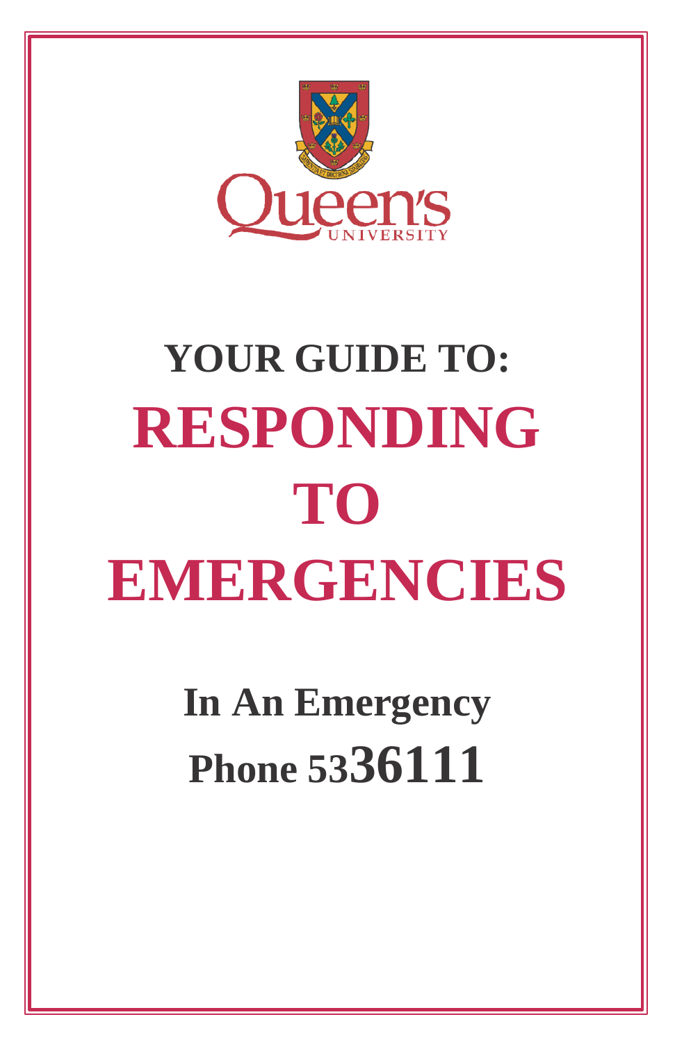# YOUR GUIDE TO:

# RESPONDING TO EMERGENCIES

**In An Emergency**

**Phone 5336111**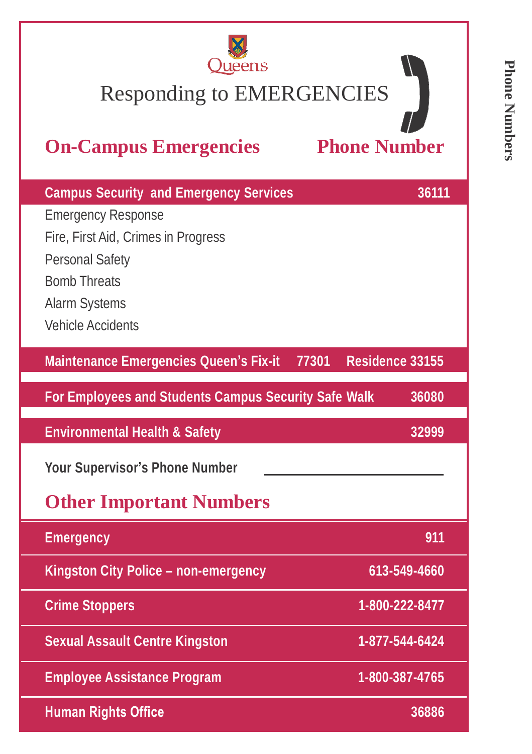Queens

# Responding to EMERGENCIES

## On-Campus Emergencies — Phone Number

| On-Campus Emergencies | Phone Number |
| --- | --- |
| **Campus Security and Emergency Services** | **36111** |
| Emergency Response | |
| Fire, First Aid, Crimes in Progress | |
| Personal Safety | |
| Bomb Threats | |
| Alarm Systems | |
| Vehicle Accidents | |
| **Maintenance Emergencies Queen's Fix-it** | **77301 Residence 33155** |
| **For Employees and Students Campus Security Safe Walk** | **36080** |
| **Environmental Health & Safety** | **32999** |

**Your Supervisor's Phone Number** ______________________

## Other Important Numbers

| Service | Phone Number |
| --- | --- |
| **Emergency** | **911** |
| **Kingston City Police – non-emergency** | **613-549-4660** |
| **Crime Stoppers** | **1-800-222-8477** |
| **Sexual Assault Centre Kingston** | **1-877-544-6424** |
| **Employee Assistance Program** | **1-800-387-4765** |
| **Human Rights Office** | **36886** |

Phone Numbers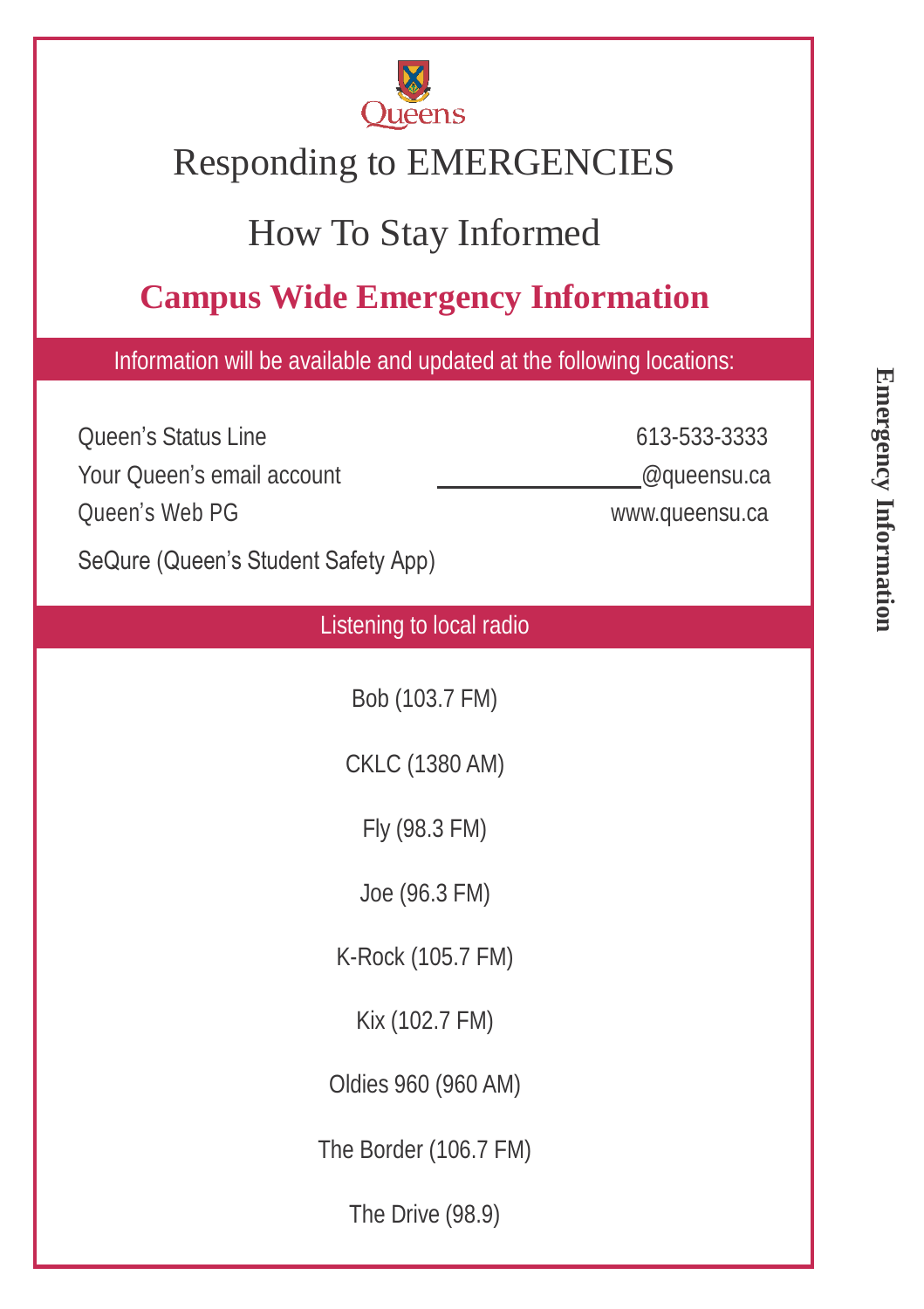Queens

# Responding to EMERGENCIES

## How To Stay Informed

## Campus Wide Emergency Information

**Information will be available and updated at the following locations:**

| | |
|---|---|
| Queen's Status Line | 613-533-3333 |
| Your Queen's email account | ________________@queensu.ca |
| Queen's Web PG | www.queensu.ca |
| SeQure (Queen's Student Safety App) | |

**Listening to local radio**

Bob (103.7 FM)

CKLC (1380 AM)

Fly (98.3 FM)

Joe (96.3 FM)

K-Rock (105.7 FM)

Kix (102.7 FM)

Oldies 960 (960 AM)

The Border (106.7 FM)

The Drive (98.9)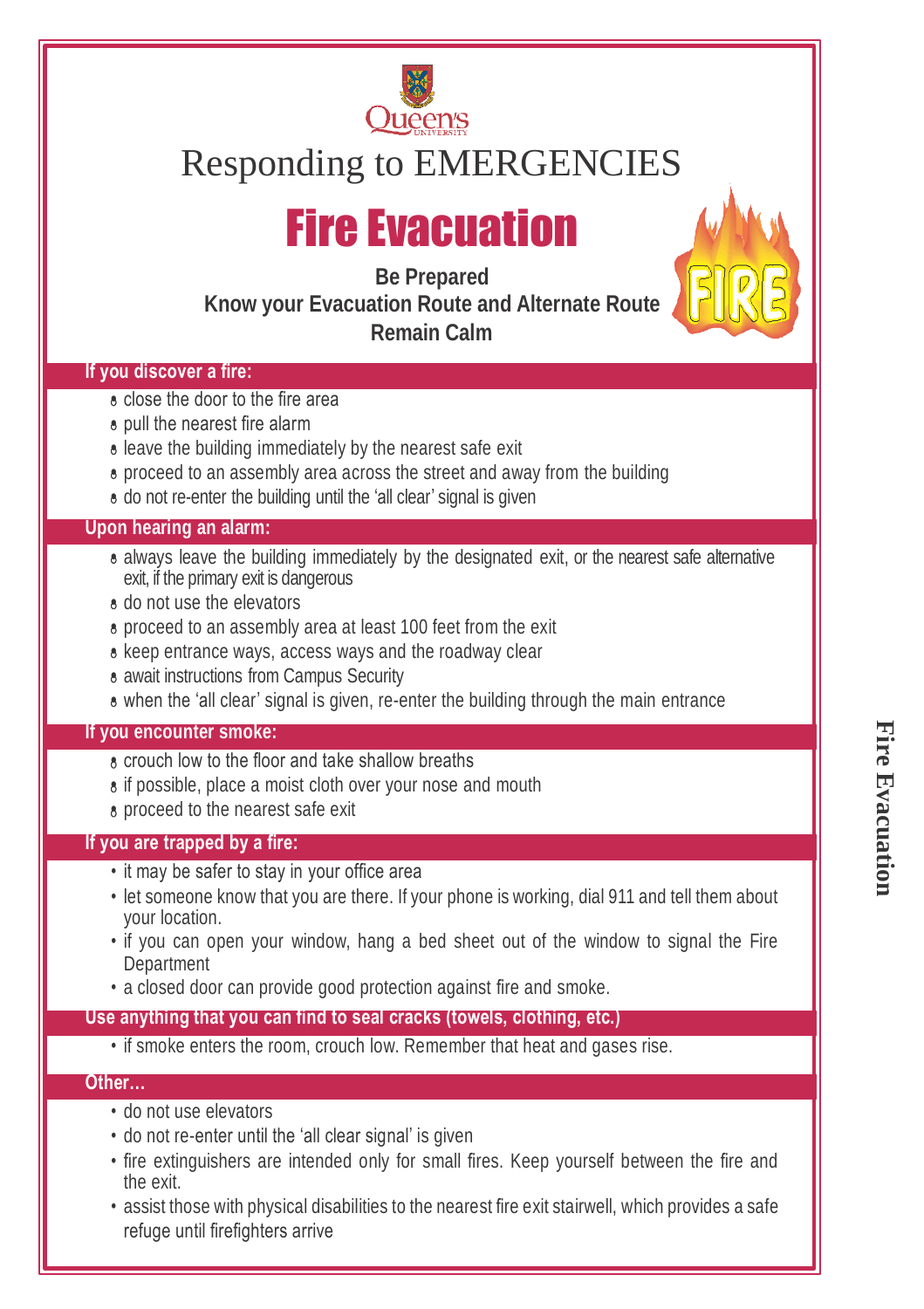Queen's University

# Responding to EMERGENCIES

## Fire Evacuation

**Be Prepared**
**Know your Evacuation Route and Alternate Route**
**Remain Calm**

### If you discover a fire:

- close the door to the fire area
- pull the nearest fire alarm
- leave the building immediately by the nearest safe exit
- proceed to an assembly area across the street and away from the building
- do not re-enter the building until the 'all clear' signal is given

### Upon hearing an alarm:

- always leave the building immediately by the designated exit, or the nearest safe alternative exit, if the primary exit is dangerous
- do not use the elevators
- proceed to an assembly area at least 100 feet from the exit
- keep entrance ways, access ways and the roadway clear
- await instructions from Campus Security
- when the 'all clear' signal is given, re-enter the building through the main entrance

### If you encounter smoke:

- crouch low to the floor and take shallow breaths
- if possible, place a moist cloth over your nose and mouth
- proceed to the nearest safe exit

### If you are trapped by a fire:

- it may be safer to stay in your office area
- let someone know that you are there. If your phone is working, dial 911 and tell them about your location.
- if you can open your window, hang a bed sheet out of the window to signal the Fire Department
- a closed door can provide good protection against fire and smoke.

### Use anything that you can find to seal cracks (towels, clothing, etc.)

- if smoke enters the room, crouch low. Remember that heat and gases rise.

### Other…

- do not use elevators
- do not re-enter until the 'all clear signal' is given
- fire extinguishers are intended only for small fires. Keep yourself between the fire and the exit.
- assist those with physical disabilities to the nearest fire exit stairwell, which provides a safe refuge until firefighters arrive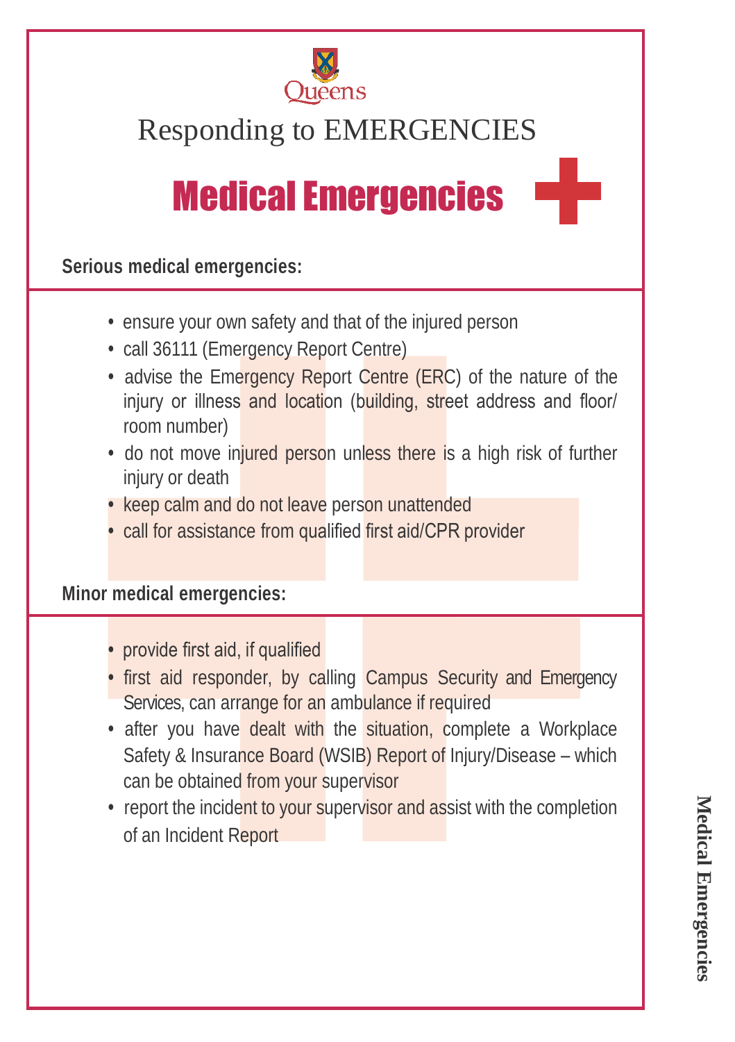Queens

# Responding to EMERGENCIES

## Medical Emergencies

**Serious medical emergencies:**

- ensure your own safety and that of the injured person
- call 36111 (Emergency Report Centre)
- advise the Emergency Report Centre (ERC) of the nature of the injury or illness and location (building, street address and floor/ room number)
- do not move injured person unless there is a high risk of further injury or death
- keep calm and do not leave person unattended
- call for assistance from qualified first aid/CPR provider

**Minor medical emergencies:**

- provide first aid, if qualified
- first aid responder, by calling Campus Security and Emergency Services, can arrange for an ambulance if required
- after you have dealt with the situation, complete a Workplace Safety & Insurance Board (WSIB) Report of Injury/Disease – which can be obtained from your supervisor
- report the incident to your supervisor and assist with the completion of an Incident Report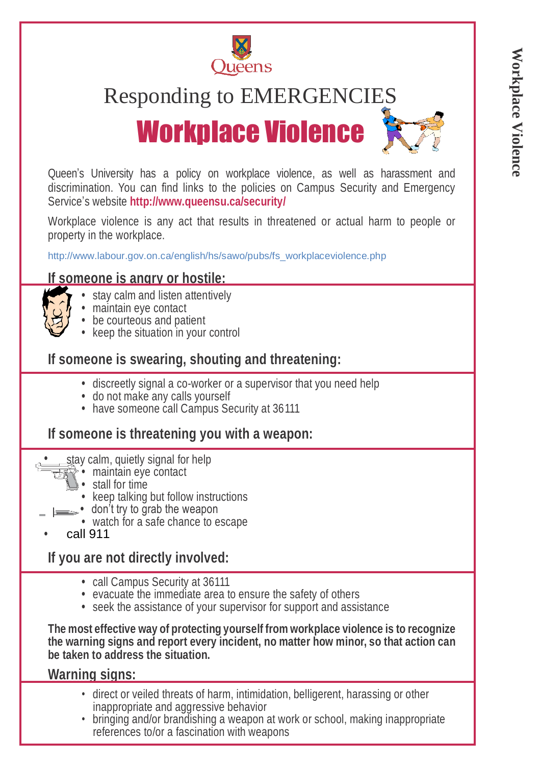Queens

# Responding to EMERGENCIES

# Workplace Violence

Queen's University has a policy on workplace violence, as well as harassment and discrimination. You can find links to the policies on Campus Security and Emergency Service's website **http://www.queensu.ca/security/**

Workplace violence is any act that results in threatened or actual harm to people or property in the workplace.

http://www.labour.gov.on.ca/english/hs/sawo/pubs/fs_workplaceviolence.php

## If someone is angry or hostile:

- stay calm and listen attentively
- maintain eye contact
- be courteous and patient
- keep the situation in your control

## If someone is swearing, shouting and threatening:

- discreetly signal a co-worker or a supervisor that you need help
- do not make any calls yourself
- have someone call Campus Security at 36111

## If someone is threatening you with a weapon:

- stay calm, quietly signal for help
- maintain eye contact
- stall for time
- keep talking but follow instructions
- don't try to grab the weapon
- watch for a safe chance to escape
- call 911

## If you are not directly involved:

- call Campus Security at 36111
- evacuate the immediate area to ensure the safety of others
- seek the assistance of your supervisor for support and assistance

**The most effective way of protecting yourself from workplace violence is to recognize the warning signs and report every incident, no matter how minor, so that action can be taken to address the situation.**

## Warning signs:

- direct or veiled threats of harm, intimidation, belligerent, harassing or other inappropriate and aggressive behavior
- bringing and/or brandishing a weapon at work or school, making inappropriate references to/or a fascination with weapons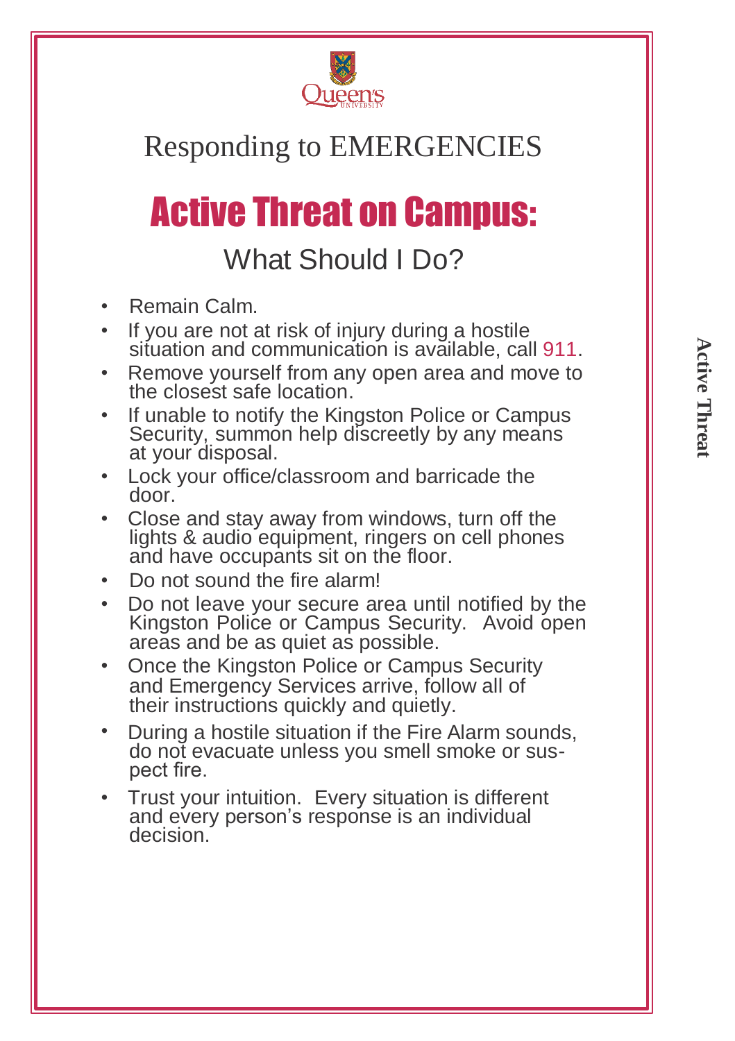Queen's University

## Responding to EMERGENCIES

# Active Threat on Campus:

## What Should I Do?

- Remain Calm.
- If you are not at risk of injury during a hostile situation and communication is available, call 911.
- Remove yourself from any open area and move to the closest safe location.
- If unable to notify the Kingston Police or Campus Security, summon help discreetly by any means at your disposal.
- Lock your office/classroom and barricade the door.
- Close and stay away from windows, turn off the lights & audio equipment, ringers on cell phones and have occupants sit on the floor.
- Do not sound the fire alarm!
- Do not leave your secure area until notified by the Kingston Police or Campus Security. Avoid open areas and be as quiet as possible.
- Once the Kingston Police or Campus Security and Emergency Services arrive, follow all of their instructions quickly and quietly.
- During a hostile situation if the Fire Alarm sounds, do not evacuate unless you smell smoke or suspect fire.
- Trust your intuition. Every situation is different and every person's response is an individual decision.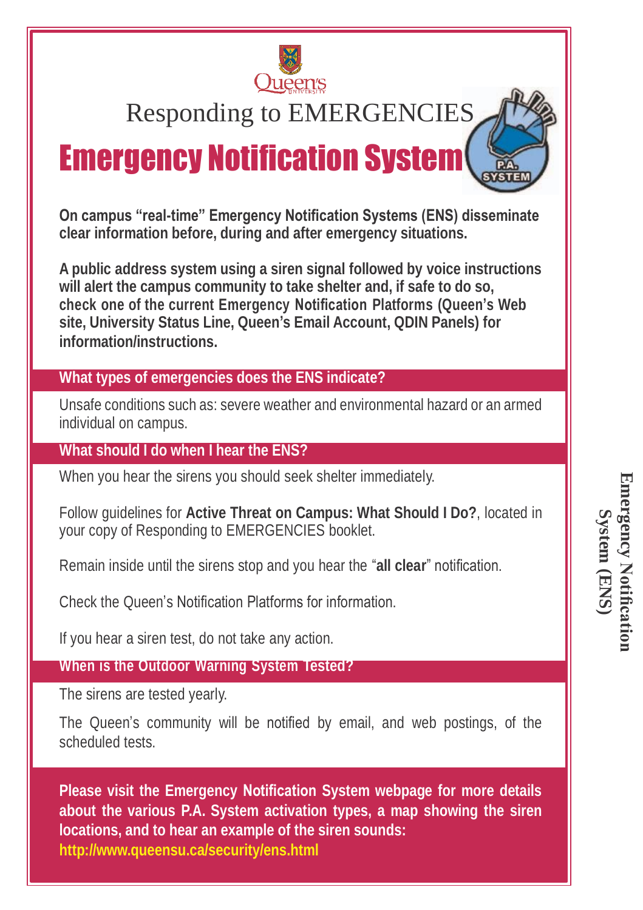Queen's University

Responding to EMERGENCIES

# Emergency Notification System

**On campus "real-time" Emergency Notification Systems (ENS) disseminate clear information before, during and after emergency situations.**

**A public address system using a siren signal followed by voice instructions will alert the campus community to take shelter and, if safe to do so, check one of the current Emergency Notification Platforms (Queen's Web site, University Status Line, Queen's Email Account, QDIN Panels) for information/instructions.**

## What types of emergencies does the ENS indicate?

Unsafe conditions such as: severe weather and environmental hazard or an armed individual on campus.

## What should I do when I hear the ENS?

When you hear the sirens you should seek shelter immediately.

Follow guidelines for **Active Threat on Campus: What Should I Do?**, located in your copy of Responding to EMERGENCIES booklet.

Remain inside until the sirens stop and you hear the "**all clear**" notification.

Check the Queen's Notification Platforms for information.

If you hear a siren test, do not take any action.

## When is the Outdoor Warning System Tested?

The sirens are tested yearly.

The Queen's community will be notified by email, and web postings, of the scheduled tests.

**Please visit the Emergency Notification System webpage for more details about the various P.A. System activation types, a map showing the siren locations, and to hear an example of the siren sounds:**
**http://www.queensu.ca/security/ens.html**

Emergency Notification System (ENS)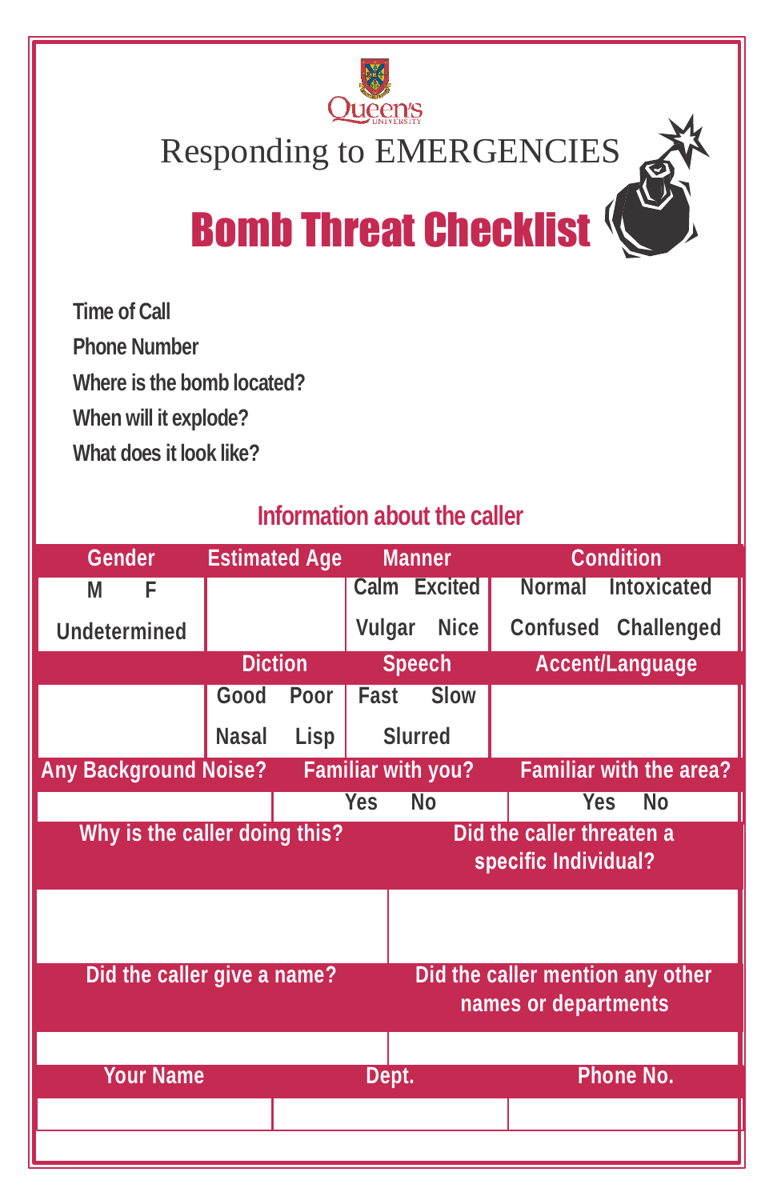Queen's University

Responding to EMERGENCIES

# Bomb Threat Checklist

**Time of Call**

**Phone Number**

**Where is the bomb located?**

**When will it explode?**

**What does it look like?**

## Information about the caller

| Gender | Estimated Age | Manner | Condition |
|---|---|---|---|
| M F Undetermined | | Calm Excited Vulgar Nice | Normal Intoxicated Confused Challenged |
| | Diction | Speech | Accent/Language |
| | Good Poor Nasal Lisp | Fast Slow Slurred | |

| Any Background Noise? | Familiar with you? | Familiar with the area? |
|---|---|---|
| | Yes No | Yes No |

| Why is the caller doing this? | Did the caller threaten a specific Individual? |
|---|---|
| | |

| Did the caller give a name? | Did the caller mention any other names or departments |
|---|---|
| | |

| Your Name | Dept. | Phone No. |
|---|---|---|
| | | |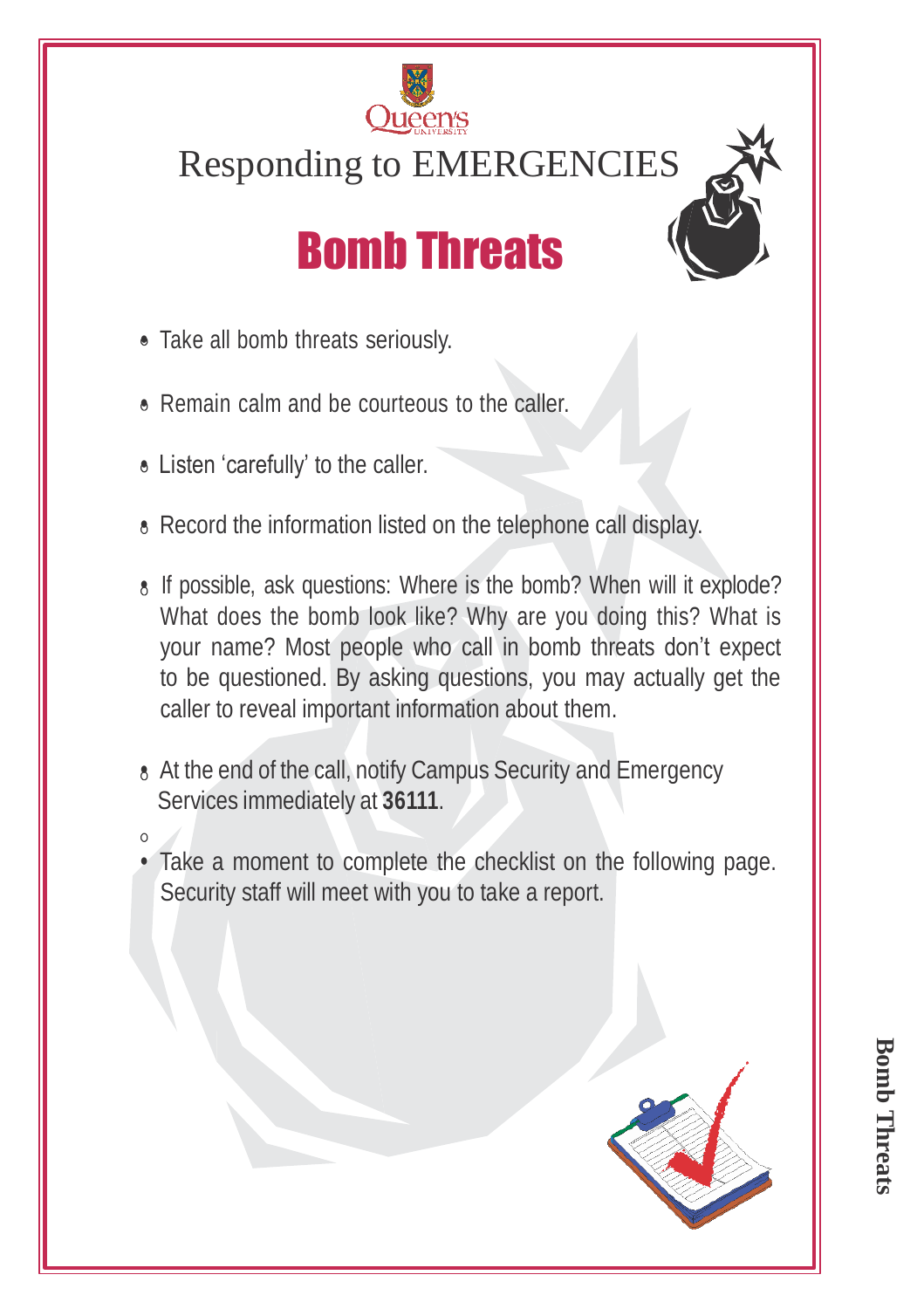Queen's University

Responding to EMERGENCIES

# Bomb Threats

- Take all bomb threats seriously.
- Remain calm and be courteous to the caller.
- Listen 'carefully' to the caller.
- Record the information listed on the telephone call display.
- If possible, ask questions: Where is the bomb? When will it explode? What does the bomb look like? Why are you doing this? What is your name? Most people who call in bomb threats don't expect to be questioned. By asking questions, you may actually get the caller to reveal important information about them.
- At the end of the call, notify Campus Security and Emergency Services immediately at **36111**.
- Take a moment to complete the checklist on the following page. Security staff will meet with you to take a report.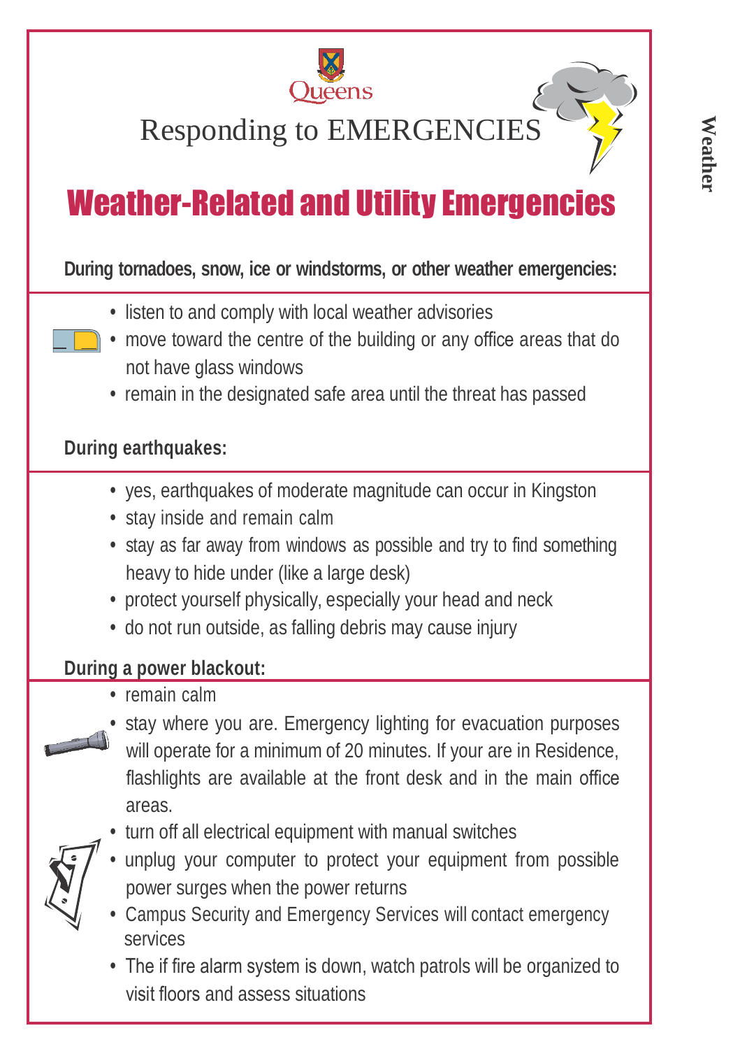Queens

Responding to EMERGENCIES

# Weather-Related and Utility Emergencies

**During tornadoes, snow, ice or windstorms, or other weather emergencies:**

- listen to and comply with local weather advisories
- move toward the centre of the building or any office areas that do not have glass windows
- remain in the designated safe area until the threat has passed

**During earthquakes:**

- yes, earthquakes of moderate magnitude can occur in Kingston
- stay inside and remain calm
- stay as far away from windows as possible and try to find something heavy to hide under (like a large desk)
- protect yourself physically, especially your head and neck
- do not run outside, as falling debris may cause injury

**During a power blackout:**

- remain calm
- stay where you are. Emergency lighting for evacuation purposes will operate for a minimum of 20 minutes. If your are in Residence, flashlights are available at the front desk and in the main office areas.
- turn off all electrical equipment with manual switches
- unplug your computer to protect your equipment from possible power surges when the power returns
- Campus Security and Emergency Services will contact emergency services
- The if fire alarm system is down, watch patrols will be organized to visit floors and assess situations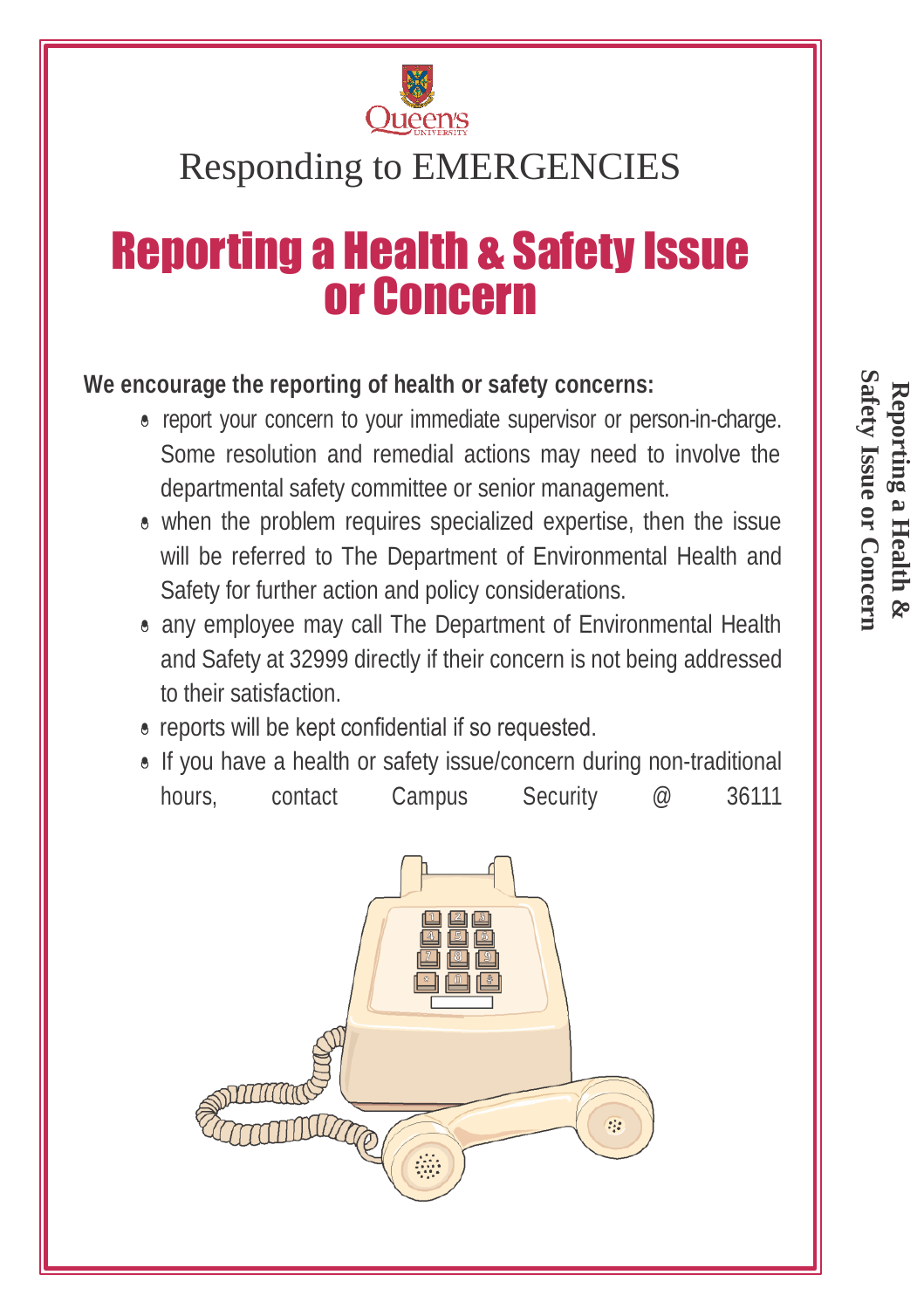Responding to EMERGENCIES

# Reporting a Health & Safety Issue or Concern

**We encourage the reporting of health or safety concerns:**

- report your concern to your immediate supervisor or person-in-charge. Some resolution and remedial actions may need to involve the departmental safety committee or senior management.
- when the problem requires specialized expertise, then the issue will be referred to The Department of Environmental Health and Safety for further action and policy considerations.
- any employee may call The Department of Environmental Health and Safety at 32999 directly if their concern is not being addressed to their satisfaction.
- reports will be kept confidential if so requested.
- If you have a health or safety issue/concern during non-traditional hours, contact Campus Security @ 36111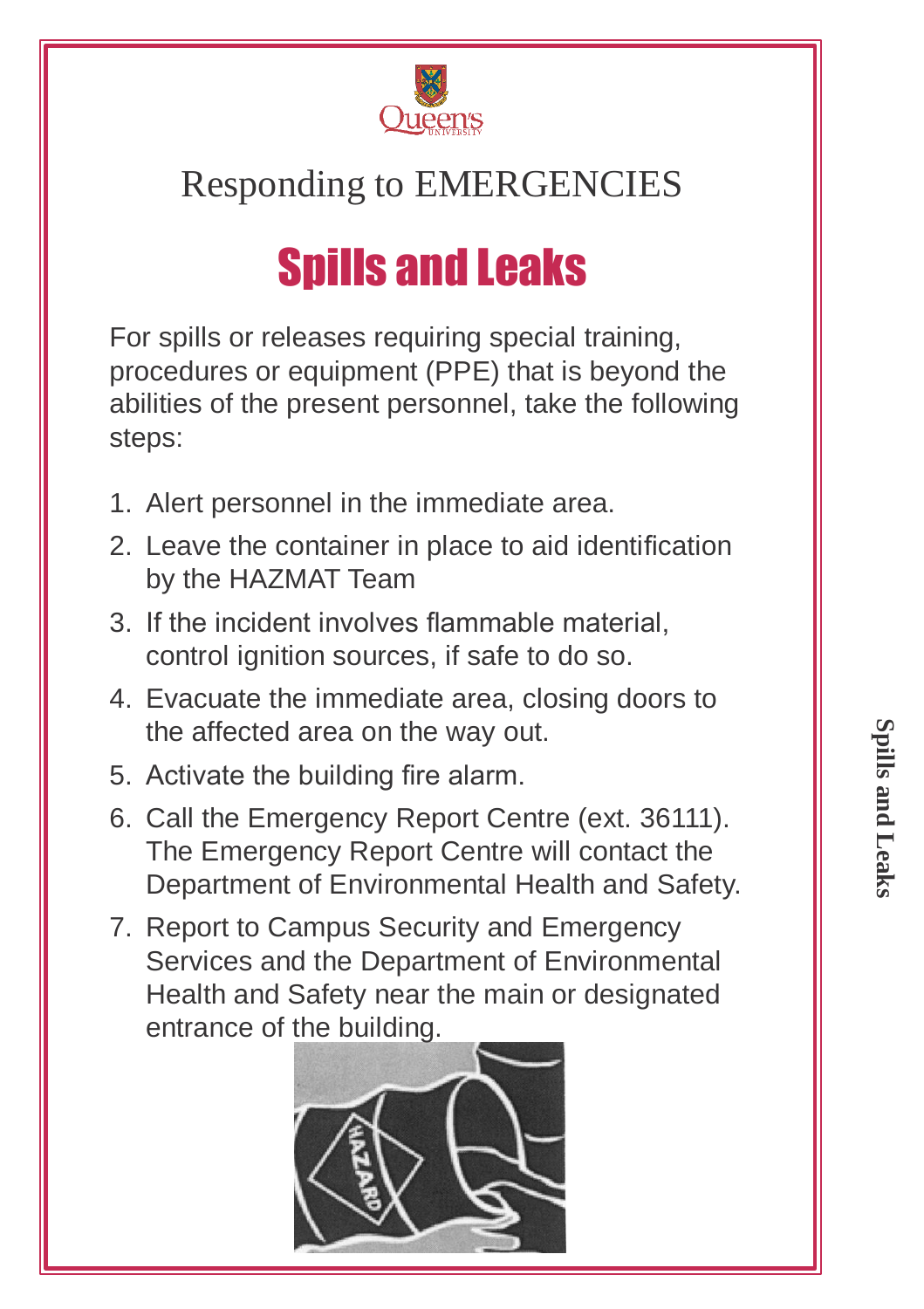Responding to EMERGENCIES

# Spills and Leaks

For spills or releases requiring special training, procedures or equipment (PPE) that is beyond the abilities of the present personnel, take the following steps:

1. Alert personnel in the immediate area.
2. Leave the container in place to aid identification by the HAZMAT Team
3. If the incident involves flammable material, control ignition sources, if safe to do so.
4. Evacuate the immediate area, closing doors to the affected area on the way out.
5. Activate the building fire alarm.
6. Call the Emergency Report Centre (ext. 36111). The Emergency Report Centre will contact the Department of Environmental Health and Safety.
7. Report to Campus Security and Emergency Services and the Department of Environmental Health and Safety near the main or designated entrance of the building.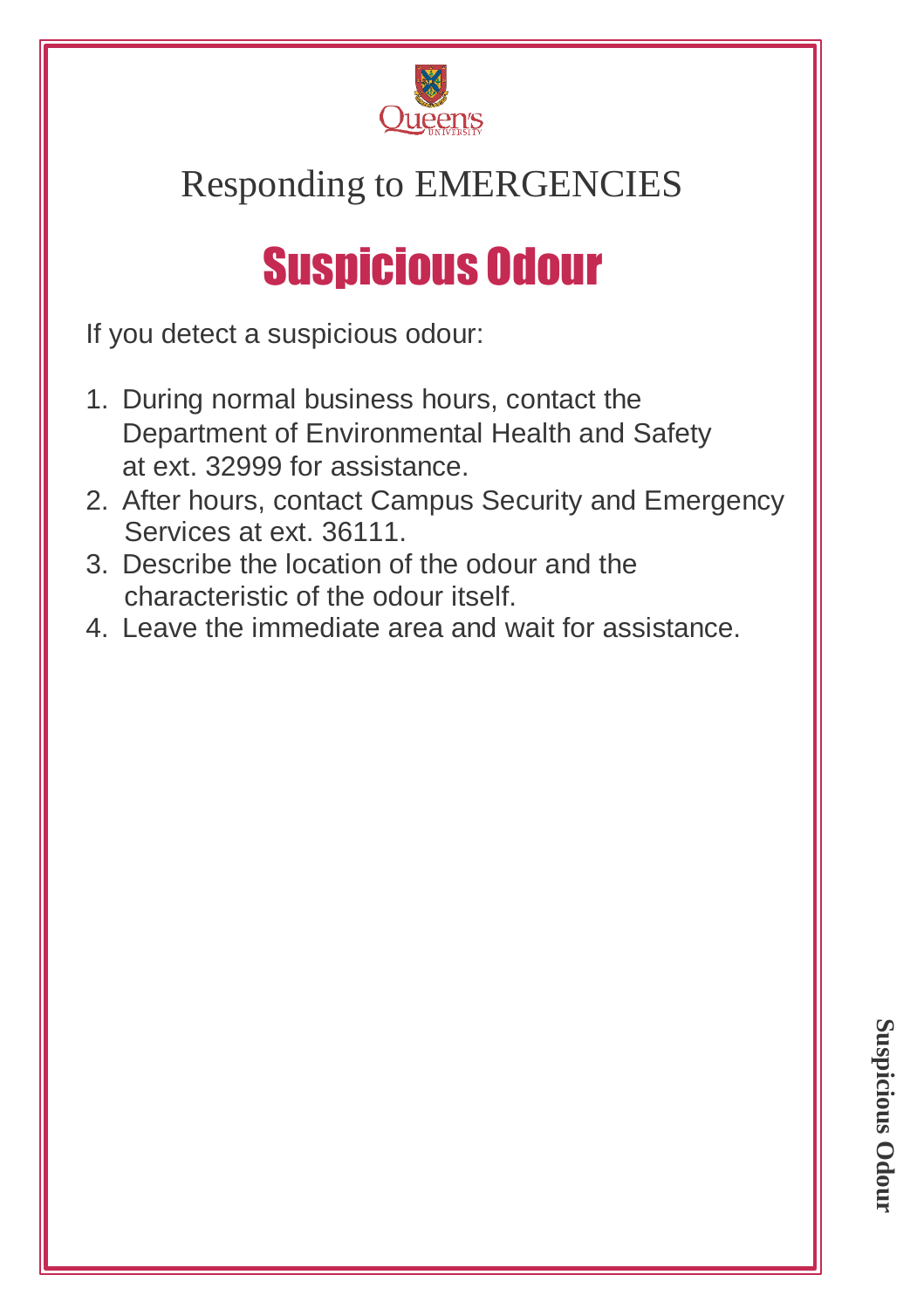Responding to EMERGENCIES

# Suspicious Odour

If you detect a suspicious odour:

1. During normal business hours, contact the Department of Environmental Health and Safety at ext. 32999 for assistance.
2. After hours, contact Campus Security and Emergency Services at ext. 36111.
3. Describe the location of the odour and the characteristic of the odour itself.
4. Leave the immediate area and wait for assistance.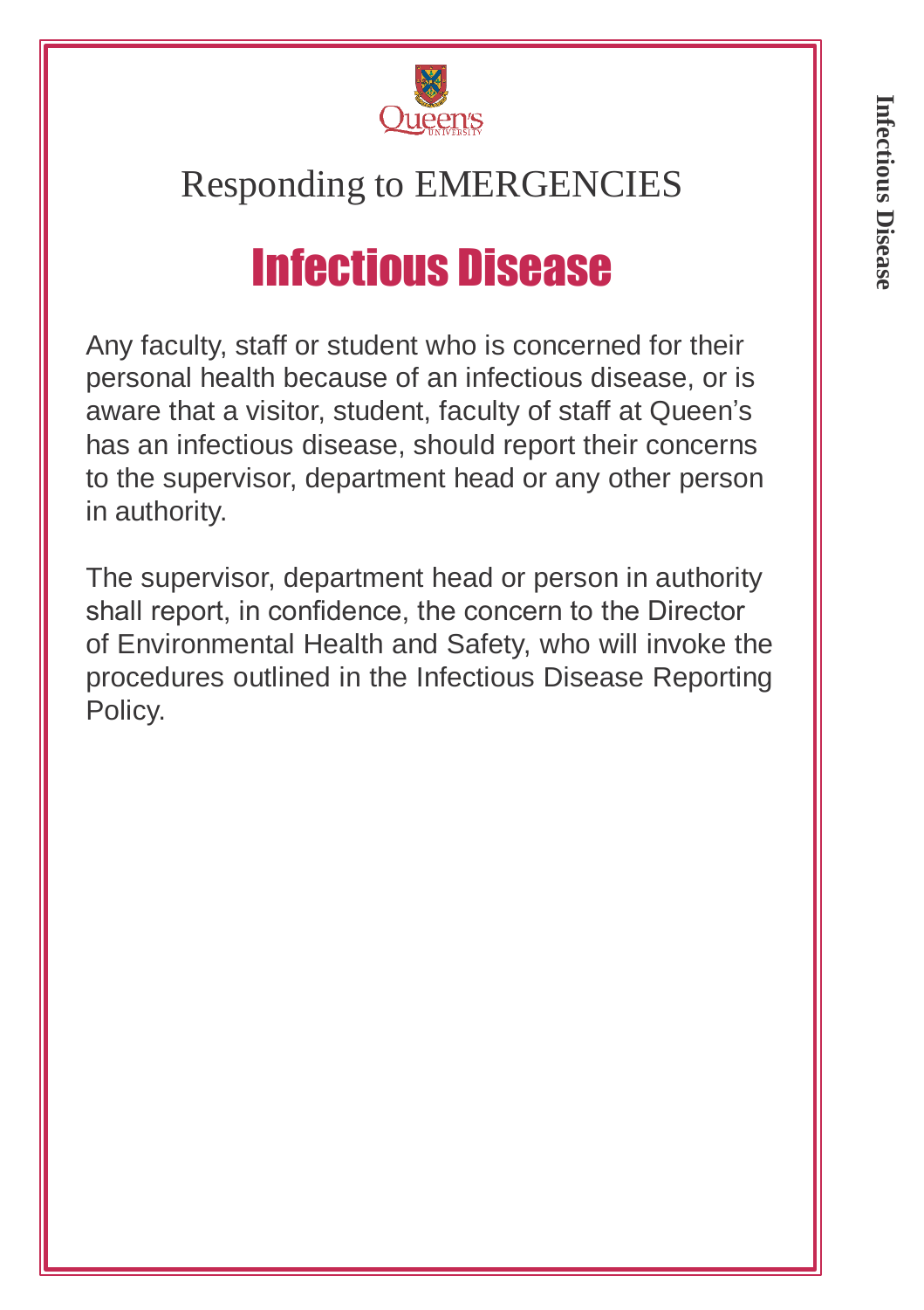Responding to EMERGENCIES

# Infectious Disease

Any faculty, staff or student who is concerned for their personal health because of an infectious disease, or is aware that a visitor, student, faculty of staff at Queen's has an infectious disease, should report their concerns to the supervisor, department head or any other person in authority.

The supervisor, department head or person in authority shall report, in confidence, the concern to the Director of Environmental Health and Safety, who will invoke the procedures outlined in the Infectious Disease Reporting Policy.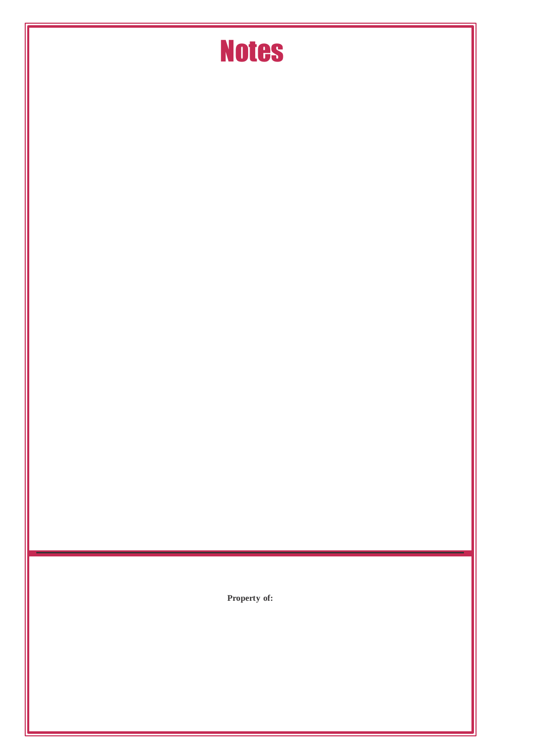# Notes

**Property of:**